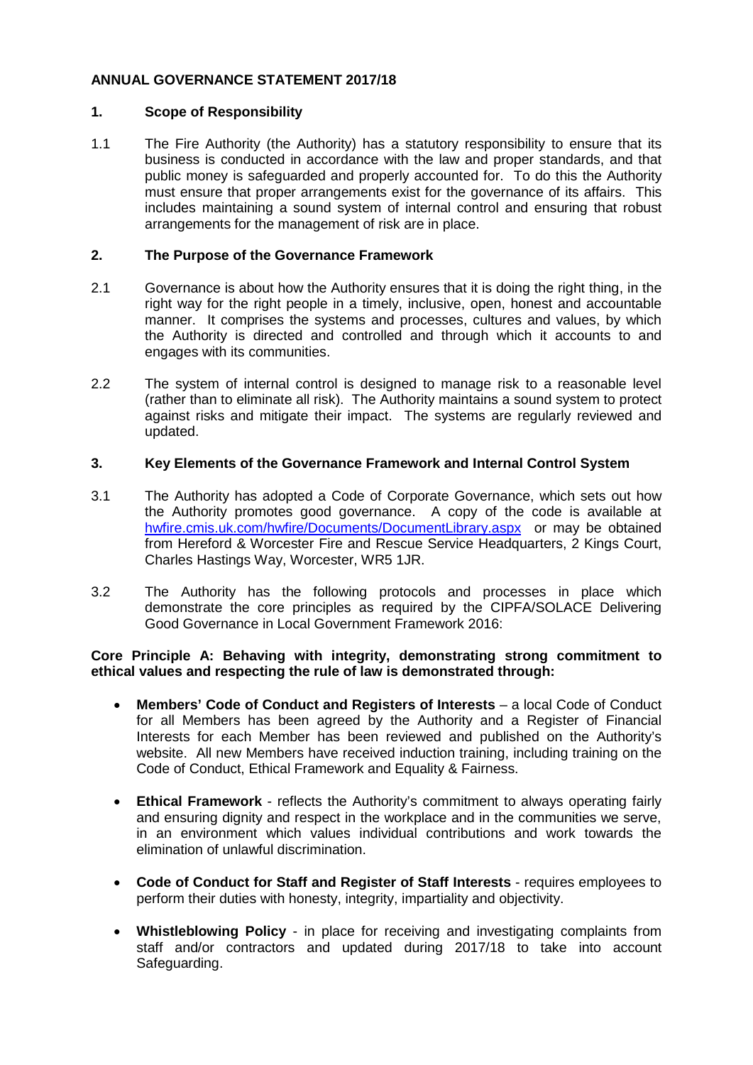# ANNUAL GOVERNANCE STATEMENT 2017/18

## 1. Scope of Responsibility

1.1 The Fire Authority (the Authority) has a statutory responsibility to ensure that its business is conducted in accordance with the law and proper standards, and that public money is safeguarded and properly accounted for. To do this the Authority must ensure that proper arrangements exist for the governance of its affairs. This includes maintaining a sound system of internal control and ensuring that robust arrangements for the management of risk are in place.

## 2. The Purpose of the Governance Framework

2.1 Governance is about how the Authority ensures that it is doing the right thing, in the right way for the right people in a timely, inclusive, open, honest and accountable manner. It comprises the systems and processes, cultures and values, by which the Authority is directed and controlled and through which it accounts to and engages with its communities.

2.2 The system of internal control is designed to manage risk to a reasonable level (rather than to eliminate all risk). The Authority maintains a sound system to protect against risks and mitigate their impact. The systems are regularly reviewed and updated.

## 3. Key Elements of the Governance Framework and Internal Control System

3.1 The Authority has adopted a Code of Corporate Governance, which sets out how the Authority promotes good governance. A copy of the code is available at hwfire.cmis.uk.com/hwfire/Documents/DocumentLibrary.aspx or may be obtained from Hereford & Worcester Fire and Rescue Service Headquarters, 2 Kings Court, Charles Hastings Way, Worcester, WR5 1JR.

3.2 The Authority has the following protocols and processes in place which demonstrate the core principles as required by the CIPFA/SOLACE Delivering Good Governance in Local Government Framework 2016:

**Core Principle A: Behaving with integrity, demonstrating strong commitment to ethical values and respecting the rule of law is demonstrated through:**

- **Members' Code of Conduct and Registers of Interests** – a local Code of Conduct for all Members has been agreed by the Authority and a Register of Financial Interests for each Member has been reviewed and published on the Authority's website. All new Members have received induction training, including training on the Code of Conduct, Ethical Framework and Equality & Fairness.
- **Ethical Framework** - reflects the Authority's commitment to always operating fairly and ensuring dignity and respect in the workplace and in the communities we serve, in an environment which values individual contributions and work towards the elimination of unlawful discrimination.
- **Code of Conduct for Staff and Register of Staff Interests** - requires employees to perform their duties with honesty, integrity, impartiality and objectivity.
- **Whistleblowing Policy** - in place for receiving and investigating complaints from staff and/or contractors and updated during 2017/18 to take into account Safeguarding.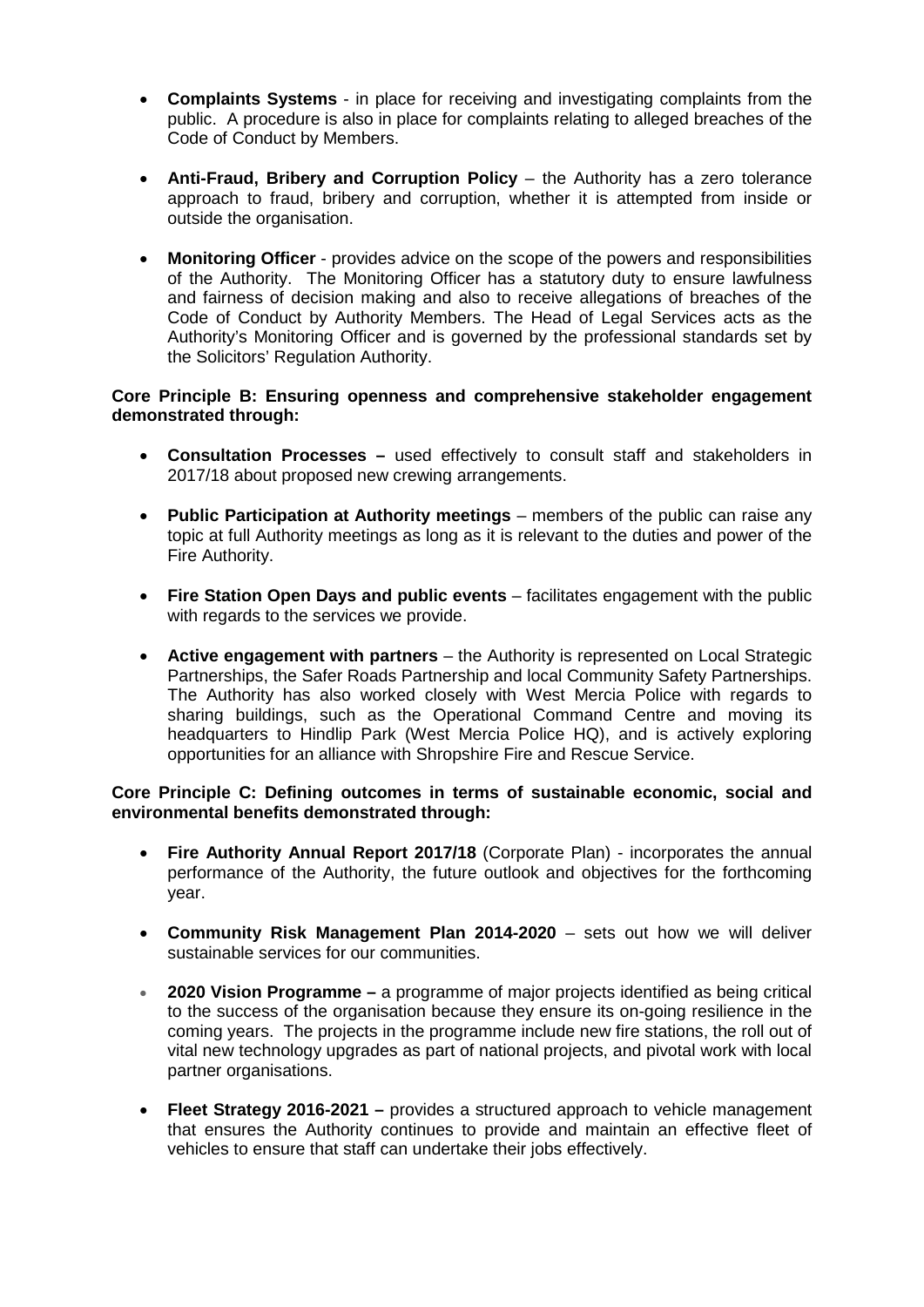- **Complaints Systems** - in place for receiving and investigating complaints from the public. A procedure is also in place for complaints relating to alleged breaches of the Code of Conduct by Members.

- **Anti-Fraud, Bribery and Corruption Policy** – the Authority has a zero tolerance approach to fraud, bribery and corruption, whether it is attempted from inside or outside the organisation.

- **Monitoring Officer** - provides advice on the scope of the powers and responsibilities of the Authority. The Monitoring Officer has a statutory duty to ensure lawfulness and fairness of decision making and also to receive allegations of breaches of the Code of Conduct by Authority Members. The Head of Legal Services acts as the Authority's Monitoring Officer and is governed by the professional standards set by the Solicitors' Regulation Authority.

**Core Principle B: Ensuring openness and comprehensive stakeholder engagement demonstrated through:**

- **Consultation Processes –** used effectively to consult staff and stakeholders in 2017/18 about proposed new crewing arrangements.

- **Public Participation at Authority meetings** – members of the public can raise any topic at full Authority meetings as long as it is relevant to the duties and power of the Fire Authority.

- **Fire Station Open Days and public events** – facilitates engagement with the public with regards to the services we provide.

- **Active engagement with partners** – the Authority is represented on Local Strategic Partnerships, the Safer Roads Partnership and local Community Safety Partnerships. The Authority has also worked closely with West Mercia Police with regards to sharing buildings, such as the Operational Command Centre and moving its headquarters to Hindlip Park (West Mercia Police HQ), and is actively exploring opportunities for an alliance with Shropshire Fire and Rescue Service.

**Core Principle C: Defining outcomes in terms of sustainable economic, social and environmental benefits demonstrated through:**

- **Fire Authority Annual Report 2017/18** (Corporate Plan) - incorporates the annual performance of the Authority, the future outlook and objectives for the forthcoming year.

- **Community Risk Management Plan 2014-2020** – sets out how we will deliver sustainable services for our communities.

- **2020 Vision Programme –** a programme of major projects identified as being critical to the success of the organisation because they ensure its on-going resilience in the coming years. The projects in the programme include new fire stations, the roll out of vital new technology upgrades as part of national projects, and pivotal work with local partner organisations.

- **Fleet Strategy 2016-2021 –** provides a structured approach to vehicle management that ensures the Authority continues to provide and maintain an effective fleet of vehicles to ensure that staff can undertake their jobs effectively.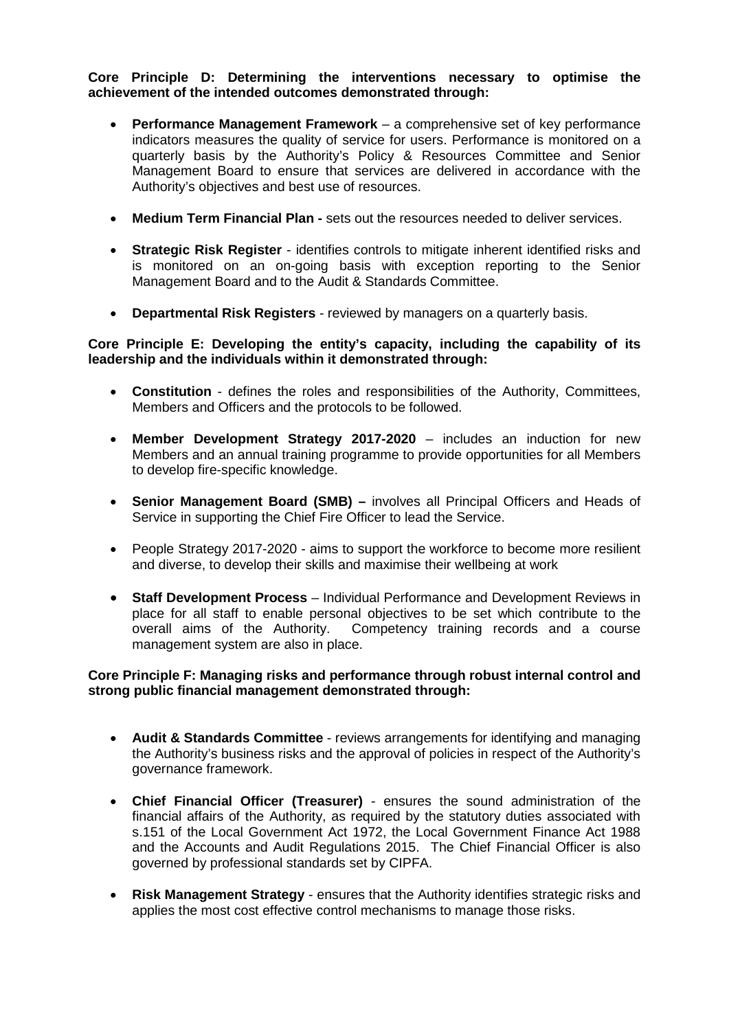**Core Principle D: Determining the interventions necessary to optimise the achievement of the intended outcomes demonstrated through:**

- **Performance Management Framework** – a comprehensive set of key performance indicators measures the quality of service for users. Performance is monitored on a quarterly basis by the Authority's Policy & Resources Committee and Senior Management Board to ensure that services are delivered in accordance with the Authority's objectives and best use of resources.

- **Medium Term Financial Plan -** sets out the resources needed to deliver services.

- **Strategic Risk Register** - identifies controls to mitigate inherent identified risks and is monitored on an on-going basis with exception reporting to the Senior Management Board and to the Audit & Standards Committee.

- **Departmental Risk Registers** - reviewed by managers on a quarterly basis.

**Core Principle E: Developing the entity's capacity, including the capability of its leadership and the individuals within it demonstrated through:**

- **Constitution** - defines the roles and responsibilities of the Authority, Committees, Members and Officers and the protocols to be followed.

- **Member Development Strategy 2017-2020** – includes an induction for new Members and an annual training programme to provide opportunities for all Members to develop fire-specific knowledge.

- **Senior Management Board (SMB) –** involves all Principal Officers and Heads of Service in supporting the Chief Fire Officer to lead the Service.

- People Strategy 2017-2020 - aims to support the workforce to become more resilient and diverse, to develop their skills and maximise their wellbeing at work

- **Staff Development Process** – Individual Performance and Development Reviews in place for all staff to enable personal objectives to be set which contribute to the overall aims of the Authority. Competency training records and a course management system are also in place.

**Core Principle F: Managing risks and performance through robust internal control and strong public financial management demonstrated through:**

- **Audit & Standards Committee** - reviews arrangements for identifying and managing the Authority's business risks and the approval of policies in respect of the Authority's governance framework.

- **Chief Financial Officer (Treasurer)** - ensures the sound administration of the financial affairs of the Authority, as required by the statutory duties associated with s.151 of the Local Government Act 1972, the Local Government Finance Act 1988 and the Accounts and Audit Regulations 2015. The Chief Financial Officer is also governed by professional standards set by CIPFA.

- **Risk Management Strategy** - ensures that the Authority identifies strategic risks and applies the most cost effective control mechanisms to manage those risks.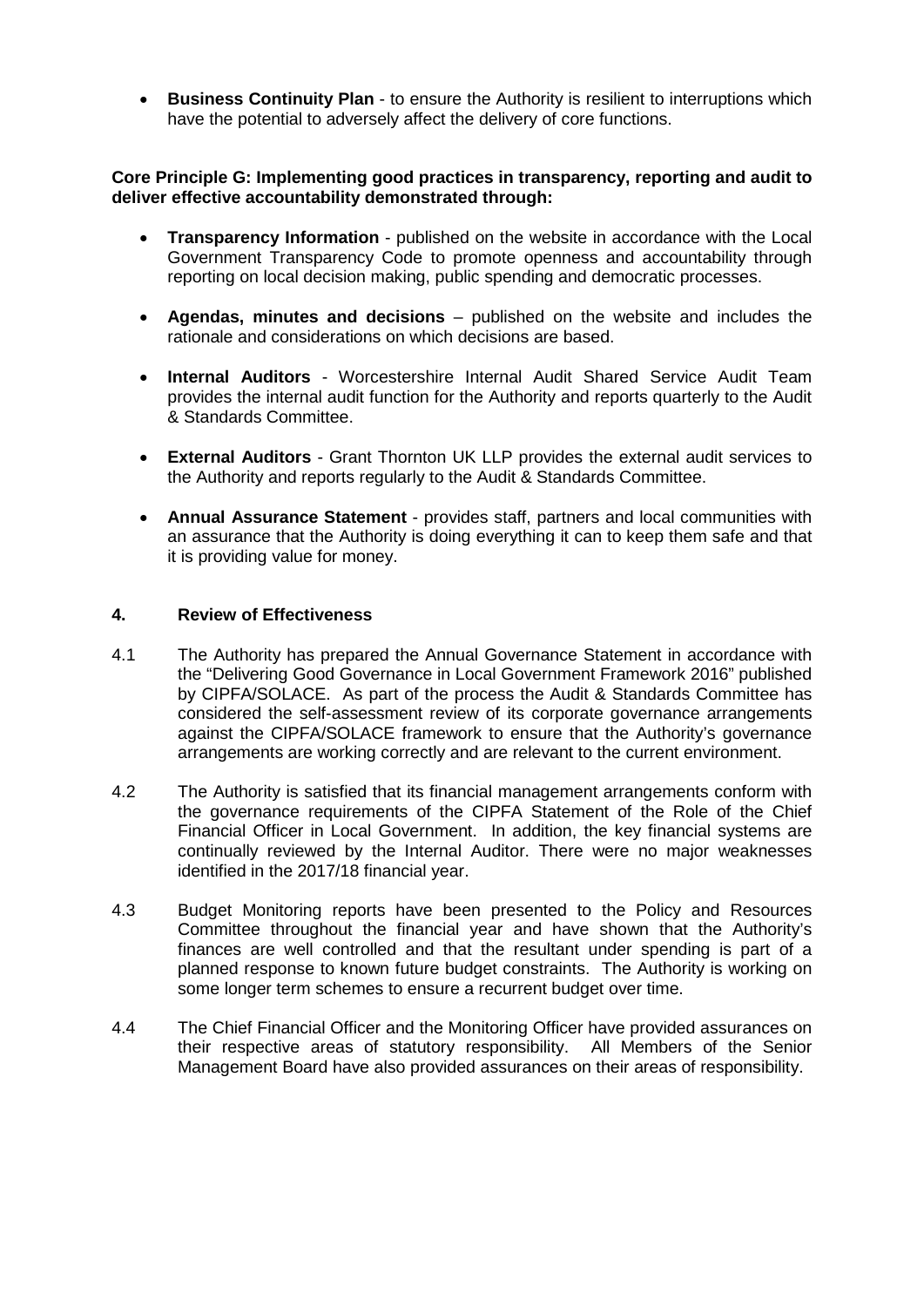- **Business Continuity Plan** - to ensure the Authority is resilient to interruptions which have the potential to adversely affect the delivery of core functions.

**Core Principle G: Implementing good practices in transparency, reporting and audit to deliver effective accountability demonstrated through:**

- **Transparency Information** - published on the website in accordance with the Local Government Transparency Code to promote openness and accountability through reporting on local decision making, public spending and democratic processes.

- **Agendas, minutes and decisions** – published on the website and includes the rationale and considerations on which decisions are based.

- **Internal Auditors** - Worcestershire Internal Audit Shared Service Audit Team provides the internal audit function for the Authority and reports quarterly to the Audit & Standards Committee.

- **External Auditors** - Grant Thornton UK LLP provides the external audit services to the Authority and reports regularly to the Audit & Standards Committee.

- **Annual Assurance Statement** - provides staff, partners and local communities with an assurance that the Authority is doing everything it can to keep them safe and that it is providing value for money.

## 4. Review of Effectiveness

4.1 The Authority has prepared the Annual Governance Statement in accordance with the "Delivering Good Governance in Local Government Framework 2016" published by CIPFA/SOLACE. As part of the process the Audit & Standards Committee has considered the self-assessment review of its corporate governance arrangements against the CIPFA/SOLACE framework to ensure that the Authority's governance arrangements are working correctly and are relevant to the current environment.

4.2 The Authority is satisfied that its financial management arrangements conform with the governance requirements of the CIPFA Statement of the Role of the Chief Financial Officer in Local Government. In addition, the key financial systems are continually reviewed by the Internal Auditor. There were no major weaknesses identified in the 2017/18 financial year.

4.3 Budget Monitoring reports have been presented to the Policy and Resources Committee throughout the financial year and have shown that the Authority's finances are well controlled and that the resultant under spending is part of a planned response to known future budget constraints. The Authority is working on some longer term schemes to ensure a recurrent budget over time.

4.4 The Chief Financial Officer and the Monitoring Officer have provided assurances on their respective areas of statutory responsibility. All Members of the Senior Management Board have also provided assurances on their areas of responsibility.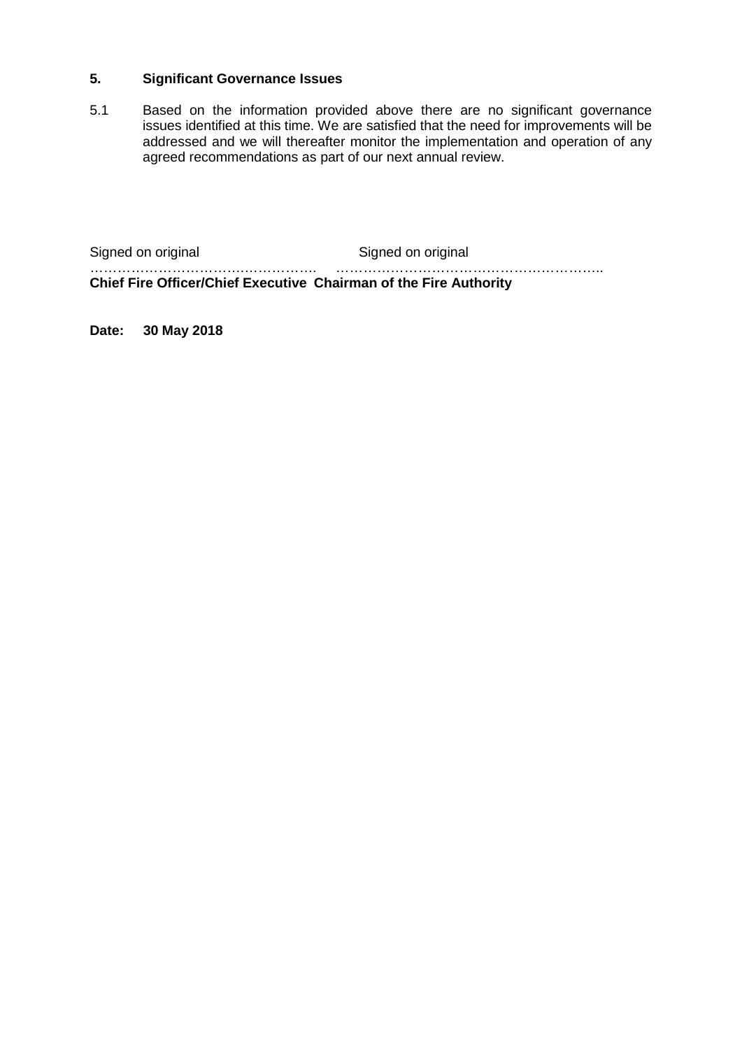## 5. Significant Governance Issues

5.1 Based on the information provided above there are no significant governance issues identified at this time. We are satisfied that the need for improvements will be addressed and we will thereafter monitor the implementation and operation of any agreed recommendations as part of our next annual review.

| | |
|---|---|
| Signed on original | Signed on original |
| …………………………………………. | ………………………………………………….. |
| **Chief Fire Officer/Chief Executive** | **Chairman of the Fire Authority** |

**Date: 30 May 2018**